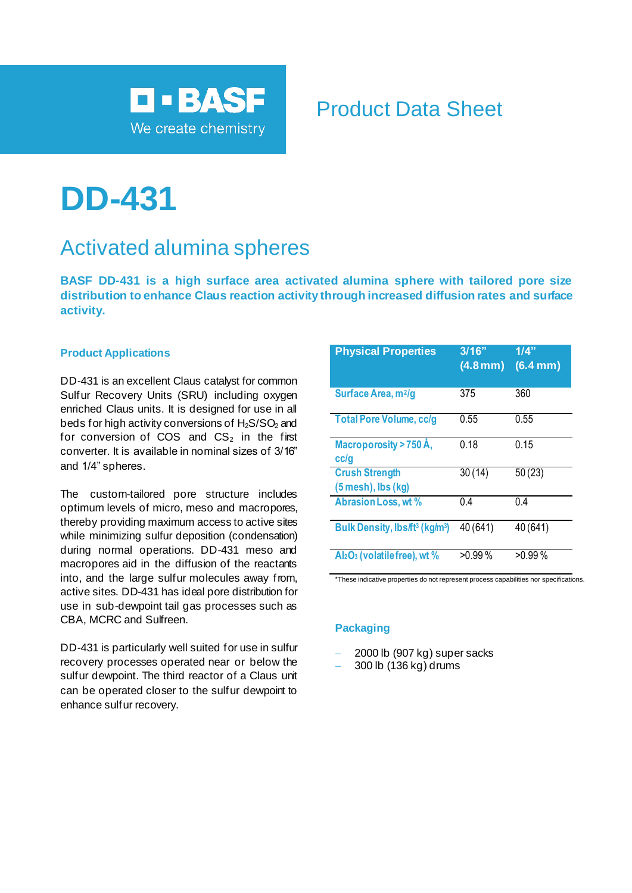BASF
We create chemistry

Product Data Sheet

# DD-431

## Activated alumina spheres

**BASF DD-431 is a high surface area activated alumina sphere with tailored pore size distribution to enhance Claus reaction activity through increased diffusion rates and surface activity.**

### Product Applications

DD-431 is an excellent Claus catalyst for common Sulfur Recovery Units (SRU) including oxygen enriched Claus units. It is designed for use in all beds for high activity conversions of $H_2S/SO_2$ and for conversion of COS and $CS_2$ in the first converter. It is available in nominal sizes of 3/16" and 1/4" spheres.

The custom-tailored pore structure includes optimum levels of micro, meso and macropores, thereby providing maximum access to active sites while minimizing sulfur deposition (condensation) during normal operations. DD-431 meso and macropores aid in the diffusion of the reactants into, and the large sulfur molecules away from, active sites. DD-431 has ideal pore distribution for use in sub-dewpoint tail gas processes such as CBA, MCRC and Sulfreen.

DD-431 is particularly well suited for use in sulfur recovery processes operated near or below the sulfur dewpoint. The third reactor of a Claus unit can be operated closer to the sulfur dewpoint to enhance sulfur recovery.

| Physical Properties | 3/16" (4.8 mm) | 1/4" (6.4 mm) |
|---|---|---|
| Surface Area, $m^2/g$ | 375 | 360 |
| Total Pore Volume, cc/g | 0.55 | 0.55 |
| Macroporosity > 750 Å, cc/g | 0.18 | 0.15 |
| Crush Strength (5 mesh), lbs (kg) | 30 (14) | 50 (23) |
| Abrasion Loss, wt % | 0.4 | 0.4 |
| Bulk Density, $lbs/ft^3$ ($kg/m^3$) | 40 (641) | 40 (641) |
| $Al_2O_3$ (volatile free), wt % | >0.99 % | >0.99 % |

*These indicative properties do not represent process capabilities nor specifications.

### Packaging

- 2000 lb (907 kg) super sacks
- 300 lb (136 kg) drums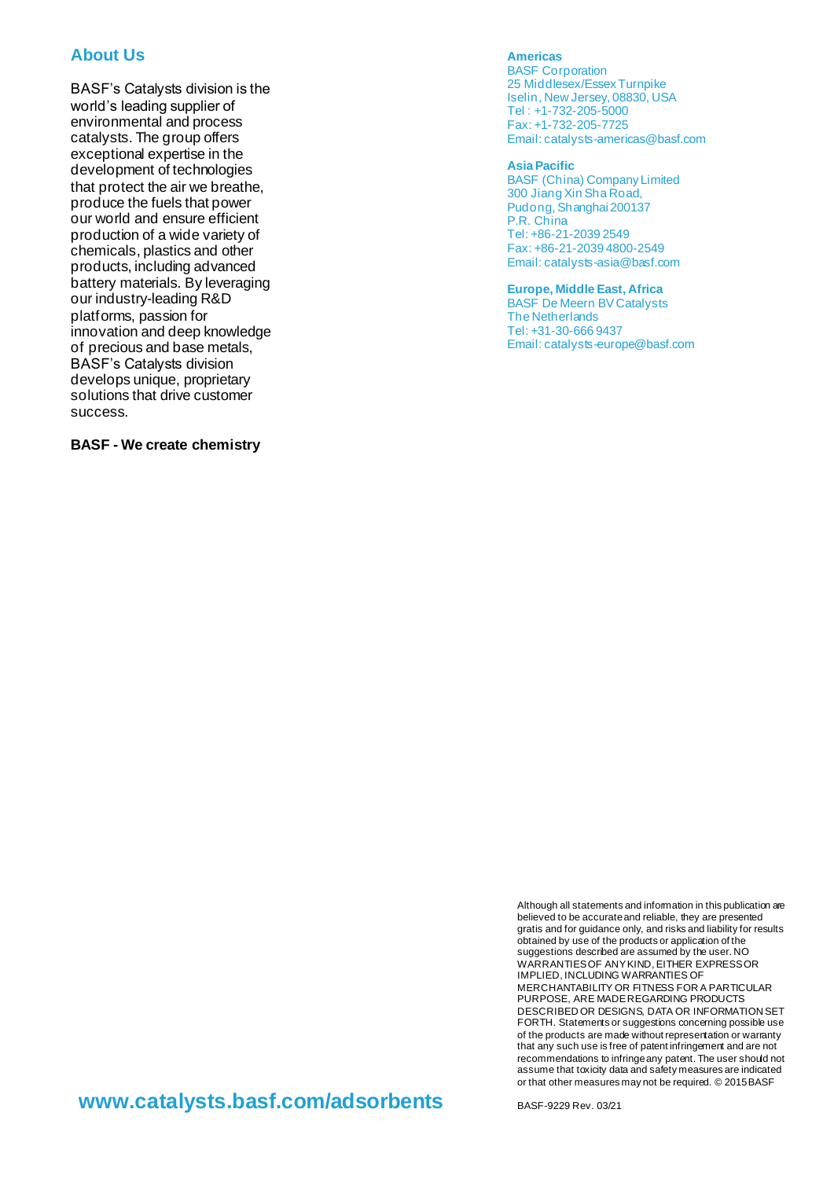## About Us

BASF's Catalysts division is the world's leading supplier of environmental and process catalysts. The group offers exceptional expertise in the development of technologies that protect the air we breathe, produce the fuels that power our world and ensure efficient production of a wide variety of chemicals, plastics and other products, including advanced battery materials. By leveraging our industry-leading R&D platforms, passion for innovation and deep knowledge of precious and base metals, BASF's Catalysts division develops unique, proprietary solutions that drive customer success.

**BASF - We create chemistry**

**Americas**
BASF Corporation
25 Middlesex/Essex Turnpike
Iselin, New Jersey, 08830, USA
Tel : +1-732-205-5000
Fax: +1-732-205-7725
Email: catalysts-americas@basf.com

**Asia Pacific**
BASF (China) Company Limited
300 Jiang Xin Sha Road,
Pudong, Shanghai 200137
P.R. China
Tel: +86-21-2039 2549
Fax: +86-21-2039 4800-2549
Email: catalysts-asia@basf.com

**Europe, Middle East, Africa**
BASF De Meern BV Catalysts
The Netherlands
Tel: +31-30-666 9437
Email: catalysts-europe@basf.com

Although all statements and information in this publication are believed to be accurate and reliable, they are presented gratis and for guidance only, and risks and liability for results obtained by use of the products or application of the suggestions described are assumed by the user. NO WARRANTIES OF ANY KIND, EITHER EXPRESS OR IMPLIED, INCLUDING WARRANTIES OF MERCHANTABILITY OR FITNESS FOR A PARTICULAR PURPOSE, ARE MADE REGARDING PRODUCTS DESCRIBED OR DESIGNS, DATA OR INFORMATION SET FORTH. Statements or suggestions concerning possible use of the products are made without representation or warranty that any such use is free of patent infringement and are not recommendations to infringe any patent. The user should not assume that toxicity data and safety measures are indicated or that other measures may not be required. © 2015 BASF

**www.catalysts.basf.com/adsorbents**

BASF-9229 Rev. 03/21